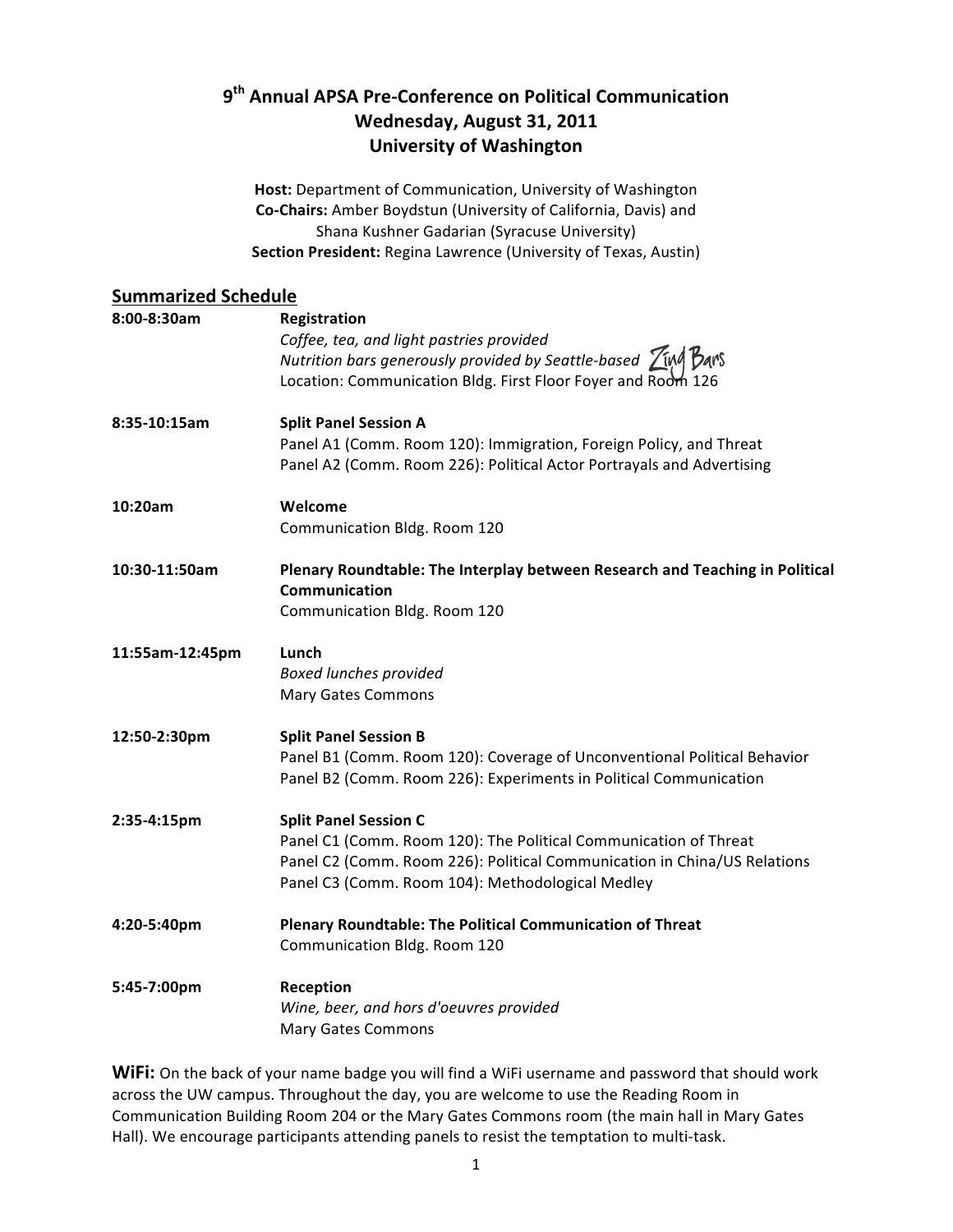# 9th Annual APSA Pre-Conference on Political Communication
## Wednesday, August 31, 2011
## University of Washington

**Host:** Department of Communication, University of Washington
**Co-Chairs:** Amber Boydstun (University of California, Davis) and Shana Kushner Gadarian (Syracuse University)
**Section President:** Regina Lawrence (University of Texas, Austin)

## Summarized Schedule

**8:00-8:30am** — **Registration**
*Coffee, tea, and light pastries provided*
*Nutrition bars generously provided by Seattle-based* Zing Bars
Location: Communication Bldg. First Floor Foyer and Room 126

**8:35-10:15am** — **Split Panel Session A**
Panel A1 (Comm. Room 120): Immigration, Foreign Policy, and Threat
Panel A2 (Comm. Room 226): Political Actor Portrayals and Advertising

**10:20am** — **Welcome**
Communication Bldg. Room 120

**10:30-11:50am** — **Plenary Roundtable: The Interplay between Research and Teaching in Political Communication**
Communication Bldg. Room 120

**11:55am-12:45pm** — **Lunch**
*Boxed lunches provided*
Mary Gates Commons

**12:50-2:30pm** — **Split Panel Session B**
Panel B1 (Comm. Room 120): Coverage of Unconventional Political Behavior
Panel B2 (Comm. Room 226): Experiments in Political Communication

**2:35-4:15pm** — **Split Panel Session C**
Panel C1 (Comm. Room 120): The Political Communication of Threat
Panel C2 (Comm. Room 226): Political Communication in China/US Relations
Panel C3 (Comm. Room 104): Methodological Medley

**4:20-5:40pm** — **Plenary Roundtable: The Political Communication of Threat**
Communication Bldg. Room 120

**5:45-7:00pm** — **Reception**
*Wine, beer, and hors d'oeuvres provided*
Mary Gates Commons

**WiFi:** On the back of your name badge you will find a WiFi username and password that should work across the UW campus. Throughout the day, you are welcome to use the Reading Room in Communication Building Room 204 or the Mary Gates Commons room (the main hall in Mary Gates Hall). We encourage participants attending panels to resist the temptation to multi-task.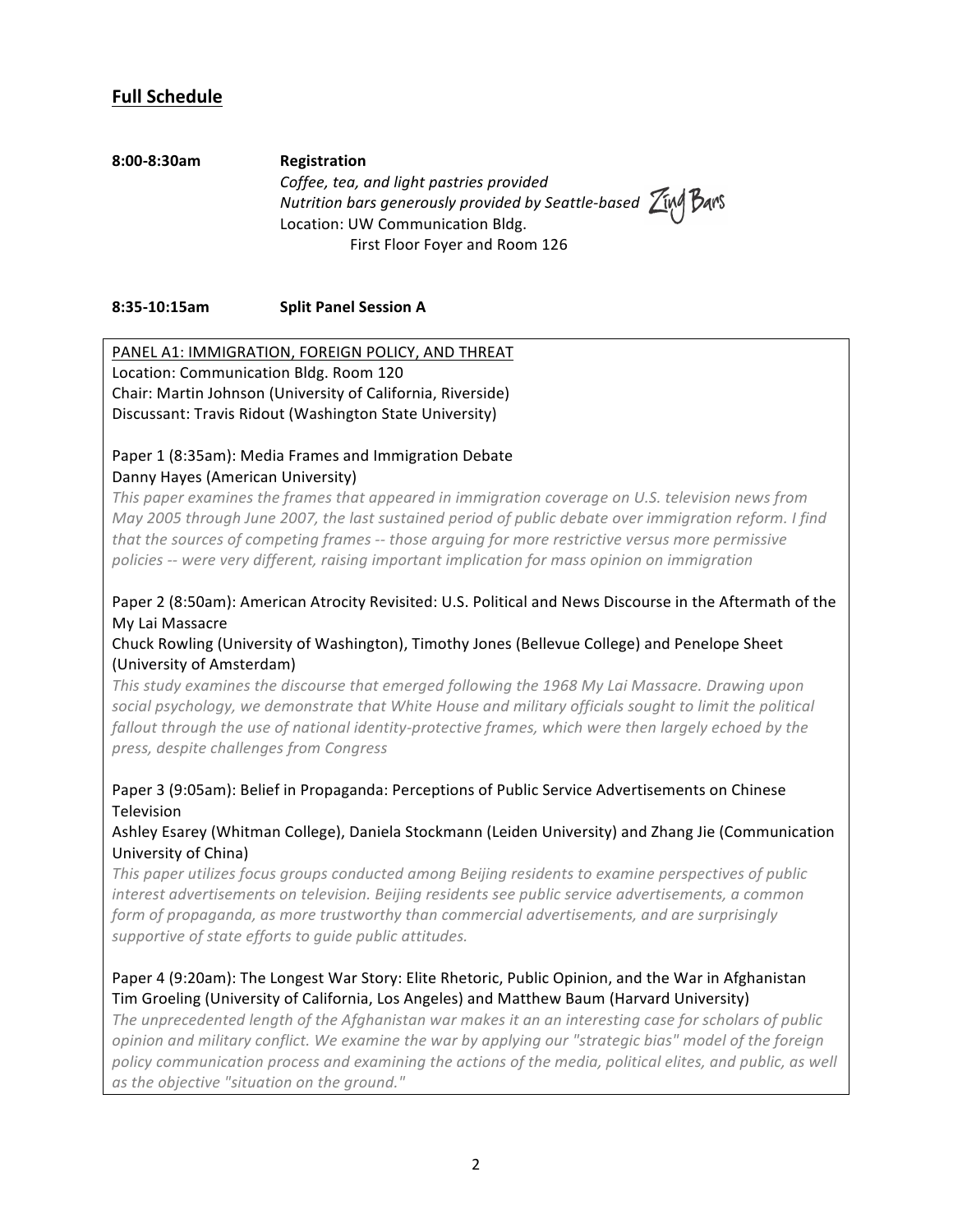## Full Schedule

**8:00-8:30am** **Registration**

*Coffee, tea, and light pastries provided*
*Nutrition bars generously provided by Seattle-based* Zing Bars
Location: UW Communication Bldg.
First Floor Foyer and Room 126

**8:35-10:15am** **Split Panel Session A**

PANEL A1: IMMIGRATION, FOREIGN POLICY, AND THREAT
Location: Communication Bldg. Room 120
Chair: Martin Johnson (University of California, Riverside)
Discussant: Travis Ridout (Washington State University)

Paper 1 (8:35am): Media Frames and Immigration Debate
Danny Hayes (American University)
*This paper examines the frames that appeared in immigration coverage on U.S. television news from May 2005 through June 2007, the last sustained period of public debate over immigration reform. I find that the sources of competing frames -- those arguing for more restrictive versus more permissive policies -- were very different, raising important implication for mass opinion on immigration*

Paper 2 (8:50am): American Atrocity Revisited: U.S. Political and News Discourse in the Aftermath of the My Lai Massacre
Chuck Rowling (University of Washington), Timothy Jones (Bellevue College) and Penelope Sheet (University of Amsterdam)
*This study examines the discourse that emerged following the 1968 My Lai Massacre. Drawing upon social psychology, we demonstrate that White House and military officials sought to limit the political fallout through the use of national identity-protective frames, which were then largely echoed by the press, despite challenges from Congress*

Paper 3 (9:05am): Belief in Propaganda: Perceptions of Public Service Advertisements on Chinese Television
Ashley Esarey (Whitman College), Daniela Stockmann (Leiden University) and Zhang Jie (Communication University of China)
*This paper utilizes focus groups conducted among Beijing residents to examine perspectives of public interest advertisements on television. Beijing residents see public service advertisements, a common form of propaganda, as more trustworthy than commercial advertisements, and are surprisingly supportive of state efforts to guide public attitudes.*

Paper 4 (9:20am): The Longest War Story: Elite Rhetoric, Public Opinion, and the War in Afghanistan
Tim Groeling (University of California, Los Angeles) and Matthew Baum (Harvard University)
*The unprecedented length of the Afghanistan war makes it an an interesting case for scholars of public opinion and military conflict. We examine the war by applying our "strategic bias" model of the foreign policy communication process and examining the actions of the media, political elites, and public, as well as the objective "situation on the ground."*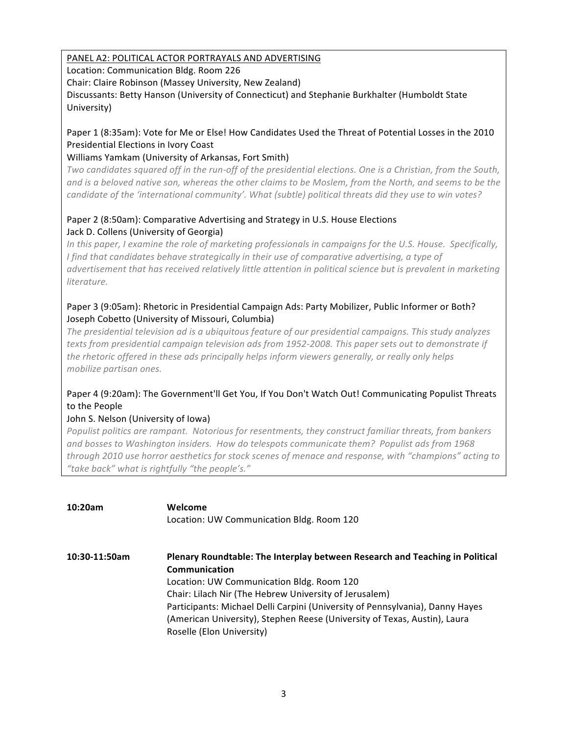PANEL A2: POLITICAL ACTOR PORTRAYALS AND ADVERTISING

Location: Communication Bldg. Room 226

Chair: Claire Robinson (Massey University, New Zealand)

Discussants: Betty Hanson (University of Connecticut) and Stephanie Burkhalter (Humboldt State University)

Paper 1 (8:35am): Vote for Me or Else! How Candidates Used the Threat of Potential Losses in the 2010 Presidential Elections in Ivory Coast

Williams Yamkam (University of Arkansas, Fort Smith)

*Two candidates squared off in the run-off of the presidential elections. One is a Christian, from the South, and is a beloved native son, whereas the other claims to be Moslem, from the North, and seems to be the candidate of the 'international community'. What (subtle) political threats did they use to win votes?*

Paper 2 (8:50am): Comparative Advertising and Strategy in U.S. House Elections

Jack D. Collens (University of Georgia)

*In this paper, I examine the role of marketing professionals in campaigns for the U.S. House. Specifically, I find that candidates behave strategically in their use of comparative advertising, a type of advertisement that has received relatively little attention in political science but is prevalent in marketing literature.*

Paper 3 (9:05am): Rhetoric in Presidential Campaign Ads: Party Mobilizer, Public Informer or Both?

Joseph Cobetto (University of Missouri, Columbia)

*The presidential television ad is a ubiquitous feature of our presidential campaigns. This study analyzes texts from presidential campaign television ads from 1952-2008. This paper sets out to demonstrate if the rhetoric offered in these ads principally helps inform viewers generally, or really only helps mobilize partisan ones.*

Paper 4 (9:20am): The Government'll Get You, If You Don't Watch Out! Communicating Populist Threats to the People

John S. Nelson (University of Iowa)

*Populist politics are rampant. Notorious for resentments, they construct familiar threats, from bankers and bosses to Washington insiders. How do telespots communicate them? Populist ads from 1968 through 2010 use horror aesthetics for stock scenes of menace and response, with "champions" acting to "take back" what is rightfully "the people's."*

**10:20am** **Welcome**

Location: UW Communication Bldg. Room 120

**10:30-11:50am** **Plenary Roundtable: The Interplay between Research and Teaching in Political Communication**

Location: UW Communication Bldg. Room 120

Chair: Lilach Nir (The Hebrew University of Jerusalem)

Participants: Michael Delli Carpini (University of Pennsylvania), Danny Hayes (American University), Stephen Reese (University of Texas, Austin), Laura Roselle (Elon University)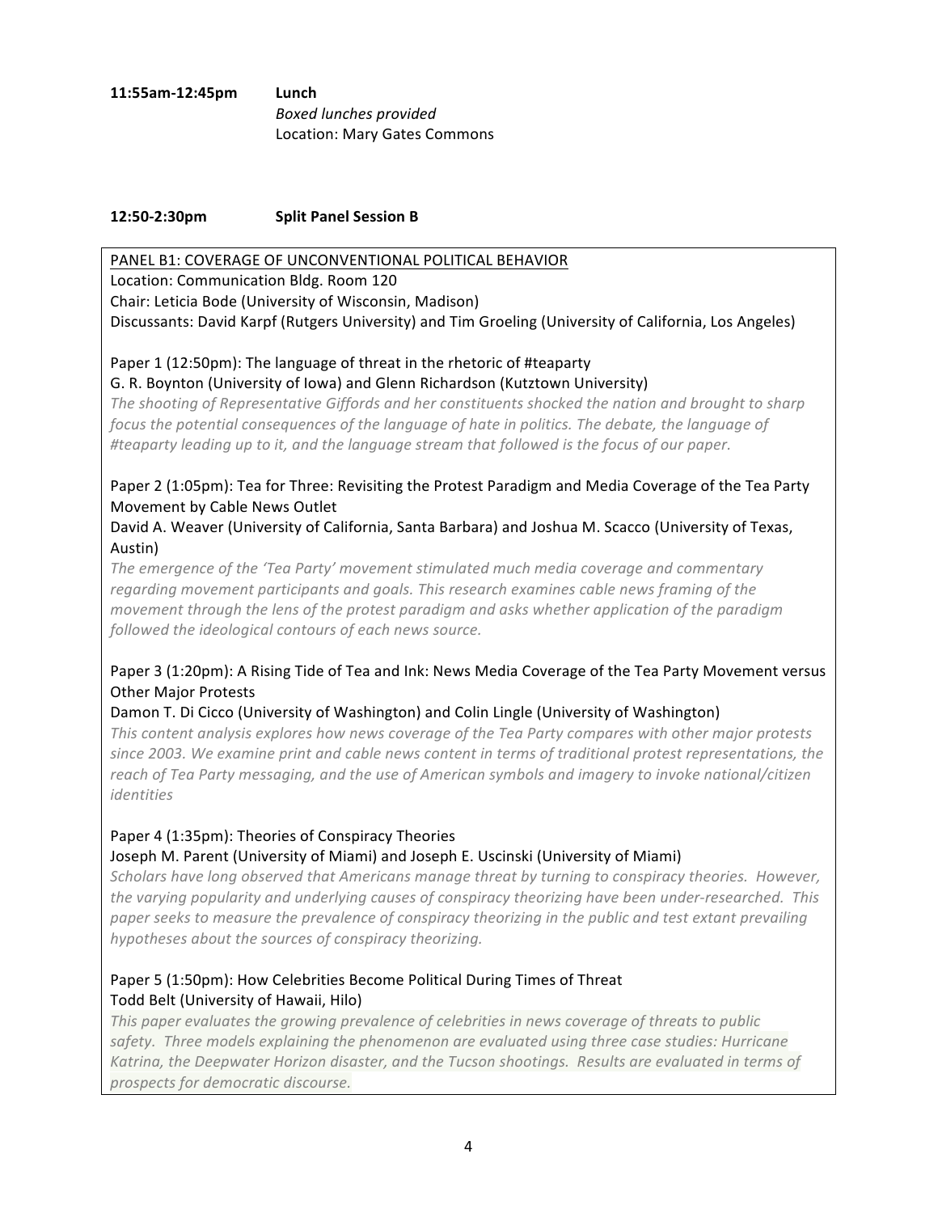**11:55am-12:45pm** **Lunch**

*Boxed lunches provided*

Location: Mary Gates Commons

**12:50-2:30pm** **Split Panel Session B**

PANEL B1: COVERAGE OF UNCONVENTIONAL POLITICAL BEHAVIOR

Location: Communication Bldg. Room 120

Chair: Leticia Bode (University of Wisconsin, Madison)

Discussants: David Karpf (Rutgers University) and Tim Groeling (University of California, Los Angeles)

Paper 1 (12:50pm): The language of threat in the rhetoric of #teaparty

G. R. Boynton (University of Iowa) and Glenn Richardson (Kutztown University)

*The shooting of Representative Giffords and her constituents shocked the nation and brought to sharp focus the potential consequences of the language of hate in politics. The debate, the language of #teaparty leading up to it, and the language stream that followed is the focus of our paper.*

Paper 2 (1:05pm): Tea for Three: Revisiting the Protest Paradigm and Media Coverage of the Tea Party Movement by Cable News Outlet

David A. Weaver (University of California, Santa Barbara) and Joshua M. Scacco (University of Texas, Austin)

*The emergence of the 'Tea Party' movement stimulated much media coverage and commentary regarding movement participants and goals. This research examines cable news framing of the movement through the lens of the protest paradigm and asks whether application of the paradigm followed the ideological contours of each news source.*

Paper 3 (1:20pm): A Rising Tide of Tea and Ink: News Media Coverage of the Tea Party Movement versus Other Major Protests

Damon T. Di Cicco (University of Washington) and Colin Lingle (University of Washington)

*This content analysis explores how news coverage of the Tea Party compares with other major protests since 2003. We examine print and cable news content in terms of traditional protest representations, the reach of Tea Party messaging, and the use of American symbols and imagery to invoke national/citizen identities*

Paper 4 (1:35pm): Theories of Conspiracy Theories

Joseph M. Parent (University of Miami) and Joseph E. Uscinski (University of Miami)

*Scholars have long observed that Americans manage threat by turning to conspiracy theories. However, the varying popularity and underlying causes of conspiracy theorizing have been under-researched. This paper seeks to measure the prevalence of conspiracy theorizing in the public and test extant prevailing hypotheses about the sources of conspiracy theorizing.*

Paper 5 (1:50pm): How Celebrities Become Political During Times of Threat

Todd Belt (University of Hawaii, Hilo)

*This paper evaluates the growing prevalence of celebrities in news coverage of threats to public safety. Three models explaining the phenomenon are evaluated using three case studies: Hurricane Katrina, the Deepwater Horizon disaster, and the Tucson shootings. Results are evaluated in terms of prospects for democratic discourse.*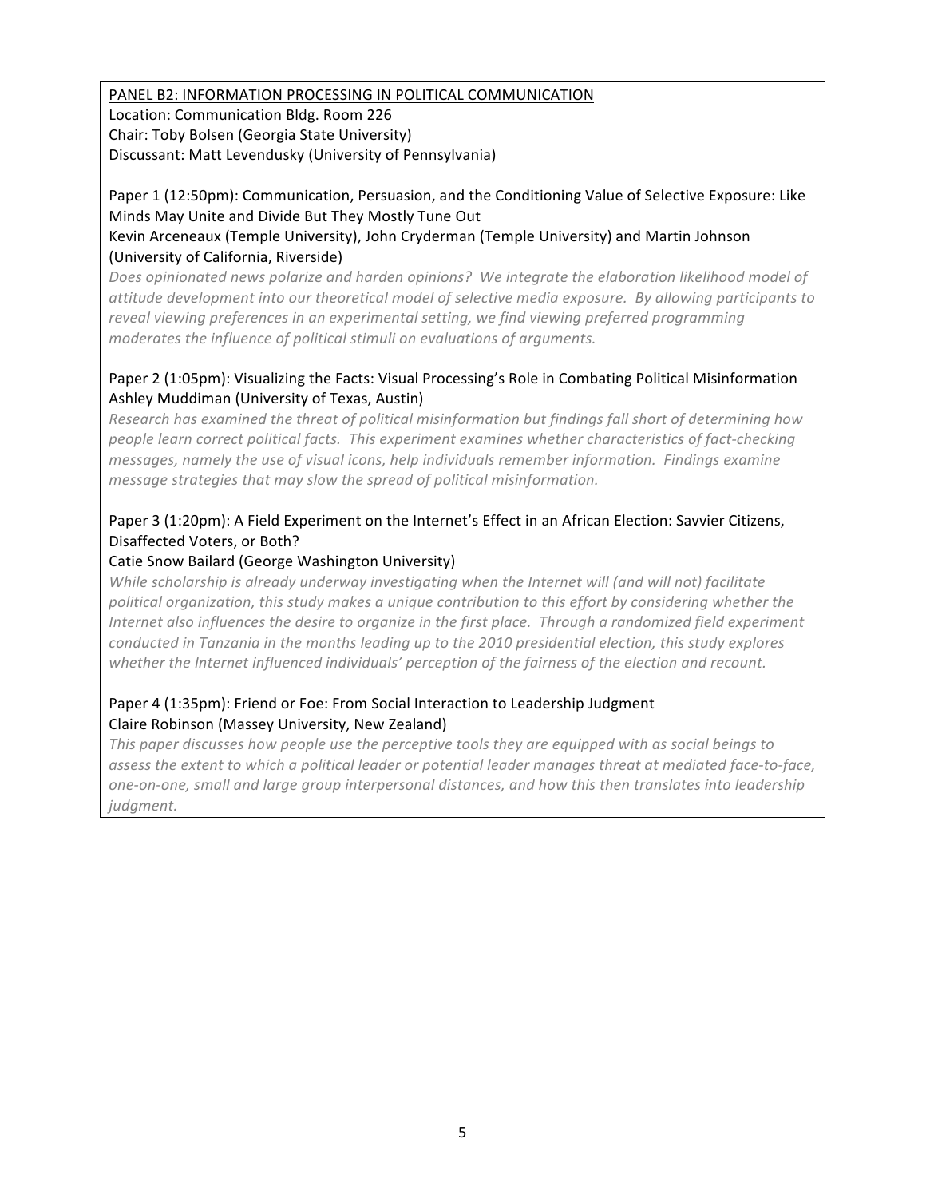## PANEL B2: INFORMATION PROCESSING IN POLITICAL COMMUNICATION

Location: Communication Bldg. Room 226
Chair: Toby Bolsen (Georgia State University)
Discussant: Matt Levendusky (University of Pennsylvania)

Paper 1 (12:50pm): Communication, Persuasion, and the Conditioning Value of Selective Exposure: Like Minds May Unite and Divide But They Mostly Tune Out
Kevin Arceneaux (Temple University), John Cryderman (Temple University) and Martin Johnson (University of California, Riverside)

*Does opinionated news polarize and harden opinions? We integrate the elaboration likelihood model of attitude development into our theoretical model of selective media exposure. By allowing participants to reveal viewing preferences in an experimental setting, we find viewing preferred programming moderates the influence of political stimuli on evaluations of arguments.*

Paper 2 (1:05pm): Visualizing the Facts: Visual Processing's Role in Combating Political Misinformation
Ashley Muddiman (University of Texas, Austin)

*Research has examined the threat of political misinformation but findings fall short of determining how people learn correct political facts. This experiment examines whether characteristics of fact-checking messages, namely the use of visual icons, help individuals remember information. Findings examine message strategies that may slow the spread of political misinformation.*

Paper 3 (1:20pm): A Field Experiment on the Internet's Effect in an African Election: Savvier Citizens, Disaffected Voters, or Both?
Catie Snow Bailard (George Washington University)

*While scholarship is already underway investigating when the Internet will (and will not) facilitate political organization, this study makes a unique contribution to this effort by considering whether the Internet also influences the desire to organize in the first place. Through a randomized field experiment conducted in Tanzania in the months leading up to the 2010 presidential election, this study explores whether the Internet influenced individuals' perception of the fairness of the election and recount.*

Paper 4 (1:35pm): Friend or Foe: From Social Interaction to Leadership Judgment
Claire Robinson (Massey University, New Zealand)

*This paper discusses how people use the perceptive tools they are equipped with as social beings to assess the extent to which a political leader or potential leader manages threat at mediated face-to-face, one-on-one, small and large group interpersonal distances, and how this then translates into leadership judgment.*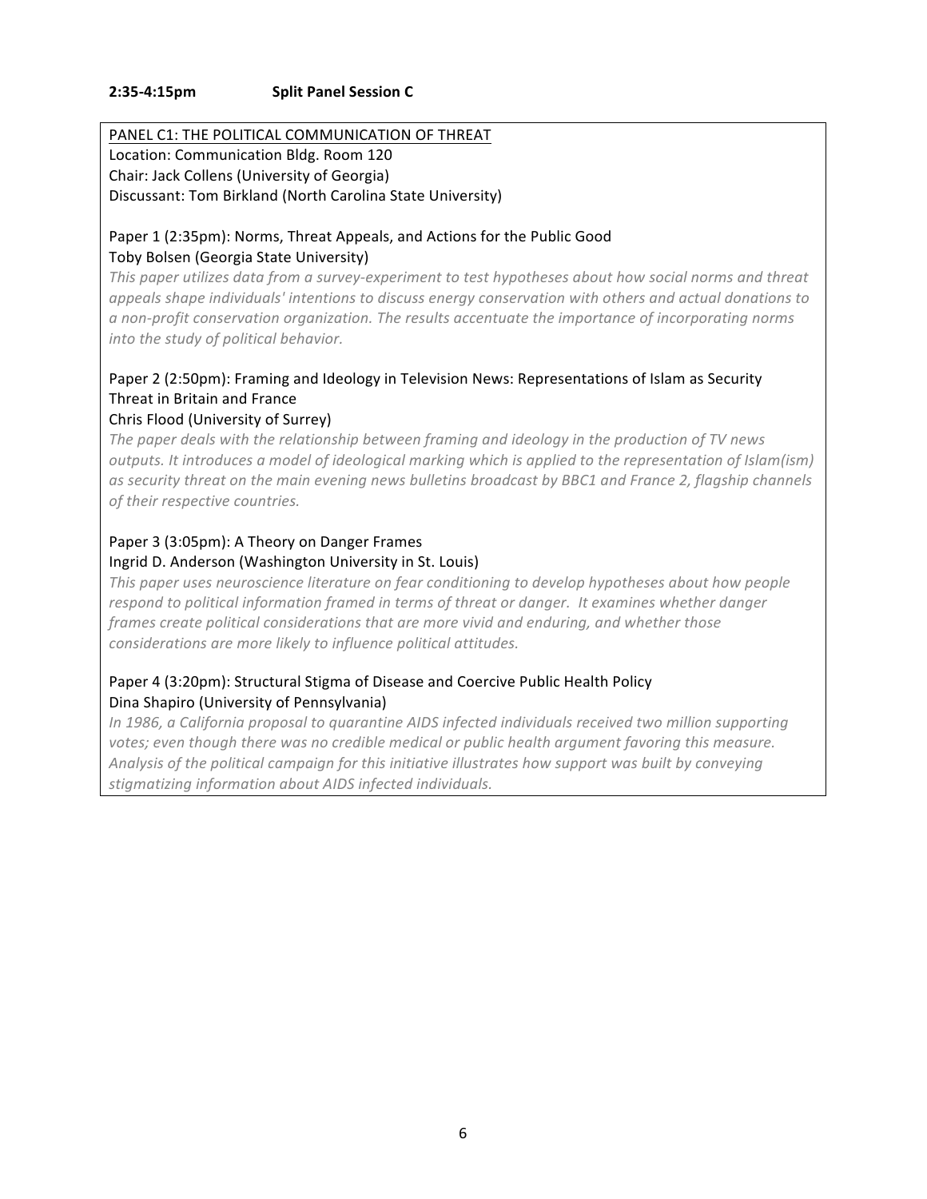**2:35-4:15pm Split Panel Session C**

PANEL C1: THE POLITICAL COMMUNICATION OF THREAT

Location: Communication Bldg. Room 120

Chair: Jack Collens (University of Georgia)

Discussant: Tom Birkland (North Carolina State University)

Paper 1 (2:35pm): Norms, Threat Appeals, and Actions for the Public Good

Toby Bolsen (Georgia State University)

*This paper utilizes data from a survey-experiment to test hypotheses about how social norms and threat appeals shape individuals' intentions to discuss energy conservation with others and actual donations to a non-profit conservation organization. The results accentuate the importance of incorporating norms into the study of political behavior.*

Paper 2 (2:50pm): Framing and Ideology in Television News: Representations of Islam as Security Threat in Britain and France

Chris Flood (University of Surrey)

*The paper deals with the relationship between framing and ideology in the production of TV news outputs. It introduces a model of ideological marking which is applied to the representation of Islam(ism) as security threat on the main evening news bulletins broadcast by BBC1 and France 2, flagship channels of their respective countries.*

Paper 3 (3:05pm): A Theory on Danger Frames

Ingrid D. Anderson (Washington University in St. Louis)

*This paper uses neuroscience literature on fear conditioning to develop hypotheses about how people respond to political information framed in terms of threat or danger. It examines whether danger frames create political considerations that are more vivid and enduring, and whether those considerations are more likely to influence political attitudes.*

Paper 4 (3:20pm): Structural Stigma of Disease and Coercive Public Health Policy

Dina Shapiro (University of Pennsylvania)

*In 1986, a California proposal to quarantine AIDS infected individuals received two million supporting votes; even though there was no credible medical or public health argument favoring this measure. Analysis of the political campaign for this initiative illustrates how support was built by conveying stigmatizing information about AIDS infected individuals.*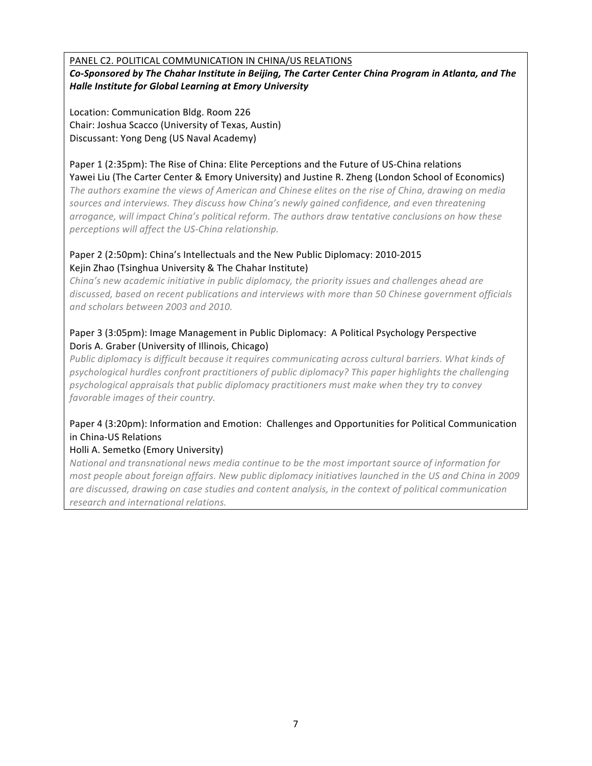PANEL C2. POLITICAL COMMUNICATION IN CHINA/US RELATIONS

***Co-Sponsored by The Chahar Institute in Beijing, The Carter Center China Program in Atlanta, and The Halle Institute for Global Learning at Emory University***

Location: Communication Bldg. Room 226
Chair: Joshua Scacco (University of Texas, Austin)
Discussant: Yong Deng (US Naval Academy)

Paper 1 (2:35pm): The Rise of China: Elite Perceptions and the Future of US-China relations
Yawei Liu (The Carter Center & Emory University) and Justine R. Zheng (London School of Economics)
*The authors examine the views of American and Chinese elites on the rise of China, drawing on media sources and interviews. They discuss how China's newly gained confidence, and even threatening arrogance, will impact China's political reform. The authors draw tentative conclusions on how these perceptions will affect the US-China relationship.*

Paper 2 (2:50pm): China's Intellectuals and the New Public Diplomacy: 2010-2015
Kejin Zhao (Tsinghua University & The Chahar Institute)
*China's new academic initiative in public diplomacy, the priority issues and challenges ahead are discussed, based on recent publications and interviews with more than 50 Chinese government officials and scholars between 2003 and 2010.*

Paper 3 (3:05pm): Image Management in Public Diplomacy: A Political Psychology Perspective
Doris A. Graber (University of Illinois, Chicago)
*Public diplomacy is difficult because it requires communicating across cultural barriers. What kinds of psychological hurdles confront practitioners of public diplomacy? This paper highlights the challenging psychological appraisals that public diplomacy practitioners must make when they try to convey favorable images of their country.*

Paper 4 (3:20pm): Information and Emotion: Challenges and Opportunities for Political Communication in China-US Relations
Holli A. Semetko (Emory University)
*National and transnational news media continue to be the most important source of information for most people about foreign affairs. New public diplomacy initiatives launched in the US and China in 2009 are discussed, drawing on case studies and content analysis, in the context of political communication research and international relations.*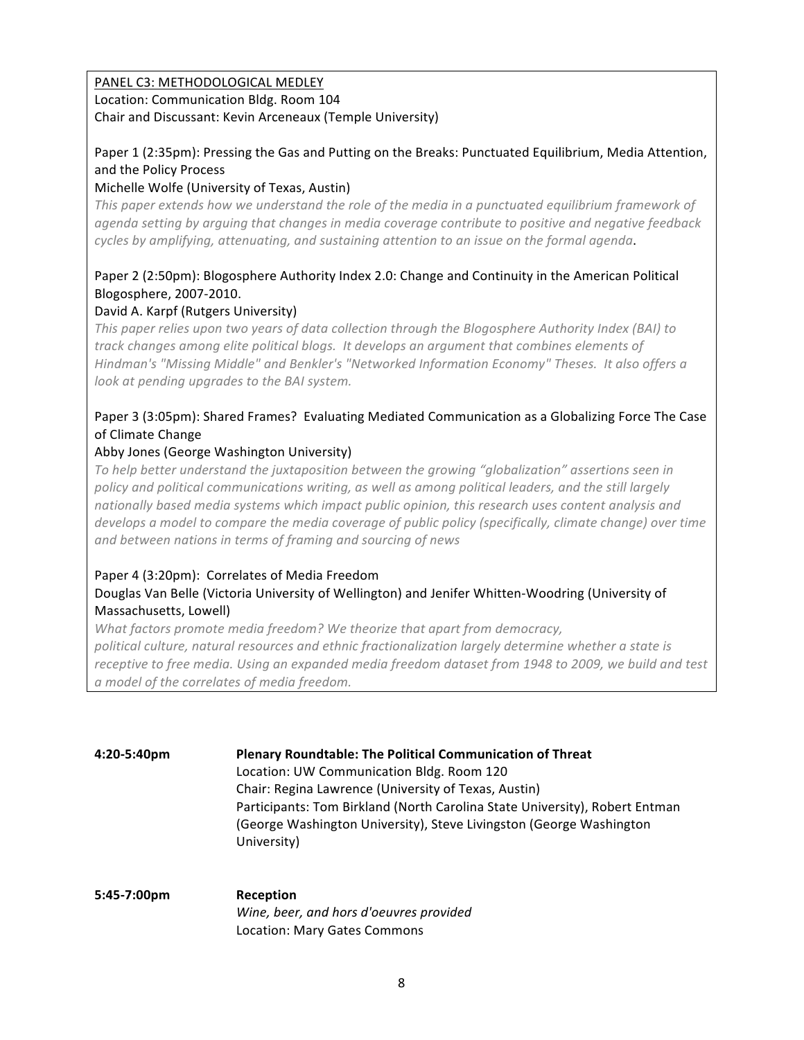PANEL C3: METHODOLOGICAL MEDLEY
Location: Communication Bldg. Room 104
Chair and Discussant: Kevin Arceneaux (Temple University)

Paper 1 (2:35pm): Pressing the Gas and Putting on the Breaks: Punctuated Equilibrium, Media Attention, and the Policy Process
Michelle Wolfe (University of Texas, Austin)
*This paper extends how we understand the role of the media in a punctuated equilibrium framework of agenda setting by arguing that changes in media coverage contribute to positive and negative feedback cycles by amplifying, attenuating, and sustaining attention to an issue on the formal agenda*.

Paper 2 (2:50pm): Blogosphere Authority Index 2.0: Change and Continuity in the American Political Blogosphere, 2007-2010.
David A. Karpf (Rutgers University)
*This paper relies upon two years of data collection through the Blogosphere Authority Index (BAI) to track changes among elite political blogs. It develops an argument that combines elements of Hindman's "Missing Middle" and Benkler's "Networked Information Economy" Theses. It also offers a look at pending upgrades to the BAI system.*

Paper 3 (3:05pm): Shared Frames? Evaluating Mediated Communication as a Globalizing Force The Case of Climate Change
Abby Jones (George Washington University)
*To help better understand the juxtaposition between the growing "globalization" assertions seen in policy and political communications writing, as well as among political leaders, and the still largely nationally based media systems which impact public opinion, this research uses content analysis and develops a model to compare the media coverage of public policy (specifically, climate change) over time and between nations in terms of framing and sourcing of news*

Paper 4 (3:20pm): Correlates of Media Freedom
Douglas Van Belle (Victoria University of Wellington) and Jenifer Whitten-Woodring (University of Massachusetts, Lowell)
*What factors promote media freedom? We theorize that apart from democracy, political culture, natural resources and ethnic fractionalization largely determine whether a state is receptive to free media. Using an expanded media freedom dataset from 1948 to 2009, we build and test a model of the correlates of media freedom.*

**4:20-5:40pm** **Plenary Roundtable: The Political Communication of Threat**
Location: UW Communication Bldg. Room 120
Chair: Regina Lawrence (University of Texas, Austin)
Participants: Tom Birkland (North Carolina State University), Robert Entman (George Washington University), Steve Livingston (George Washington University)

**5:45-7:00pm** **Reception**
*Wine, beer, and hors d'oeuvres provided*
Location: Mary Gates Commons